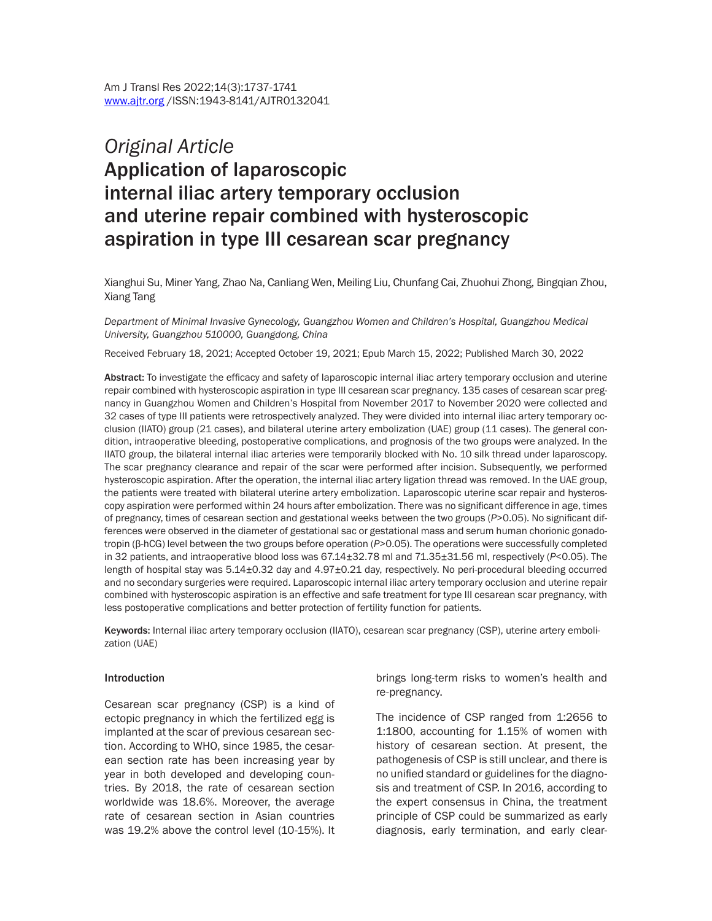*Original Article*

# Application of laparoscopic internal iliac artery temporary occlusion and uterine repair combined with hysteroscopic aspiration in type III cesarean scar pregnancy

Xianghui Su, Miner Yang, Zhao Na, Canliang Wen, Meiling Liu, Chunfang Cai, Zhuohui Zhong, Bingqian Zhou, Xiang Tang

*Department of Minimal Invasive Gynecology, Guangzhou Women and Children's Hospital, Guangzhou Medical University, Guangzhou 510000, Guangdong, China*

Received February 18, 2021; Accepted October 19, 2021; Epub March 15, 2022; Published March 30, 2022

**Abstract:** To investigate the efficacy and safety of laparoscopic internal iliac artery temporary occlusion and uterine repair combined with hysteroscopic aspiration in type III cesarean scar pregnancy. 135 cases of cesarean scar pregnancy in Guangzhou Women and Children's Hospital from November 2017 to November 2020 were collected and 32 cases of type III patients were retrospectively analyzed. They were divided into internal iliac artery temporary occlusion (IIATO) group (21 cases), and bilateral uterine artery embolization (UAE) group (11 cases). The general condition, intraoperative bleeding, postoperative complications, and prognosis of the two groups were analyzed. In the IIATO group, the bilateral internal iliac arteries were temporarily blocked with No. 10 silk thread under laparoscopy. The scar pregnancy clearance and repair of the scar were performed after incision. Subsequently, we performed hysteroscopic aspiration. After the operation, the internal iliac artery ligation thread was removed. In the UAE group, the patients were treated with bilateral uterine artery embolization. Laparoscopic uterine scar repair and hysteroscopy aspiration were performed within 24 hours after embolization. There was no significant difference in age, times of pregnancy, times of cesarean section and gestational weeks between the two groups ($P>0.05$). No significant differences were observed in the diameter of gestational sac or gestational mass and serum human chorionic gonadotropin (β-hCG) level between the two groups before operation ($P>0.05$). The operations were successfully completed in 32 patients, and intraoperative blood loss was 67.14±32.78 ml and 71.35±31.56 ml, respectively ($P<0.05$). The length of hospital stay was 5.14±0.32 day and 4.97±0.21 day, respectively. No peri-procedural bleeding occurred and no secondary surgeries were required. Laparoscopic internal iliac artery temporary occlusion and uterine repair combined with hysteroscopic aspiration is an effective and safe treatment for type III cesarean scar pregnancy, with less postoperative complications and better protection of fertility function for patients.

**Keywords:** Internal iliac artery temporary occlusion (IIATO), cesarean scar pregnancy (CSP), uterine artery embolization (UAE)

## Introduction

Cesarean scar pregnancy (CSP) is a kind of ectopic pregnancy in which the fertilized egg is implanted at the scar of previous cesarean section. According to WHO, since 1985, the cesarean section rate has been increasing year by year in both developed and developing countries. By 2018, the rate of cesarean section worldwide was 18.6%. Moreover, the average rate of cesarean section in Asian countries was 19.2% above the control level (10-15%). It brings long-term risks to women's health and re-pregnancy.

The incidence of CSP ranged from 1:2656 to 1:1800, accounting for 1.15% of women with history of cesarean section. At present, the pathogenesis of CSP is still unclear, and there is no unified standard or guidelines for the diagnosis and treatment of CSP. In 2016, according to the expert consensus in China, the treatment principle of CSP could be summarized as early diagnosis, early termination, and early clear-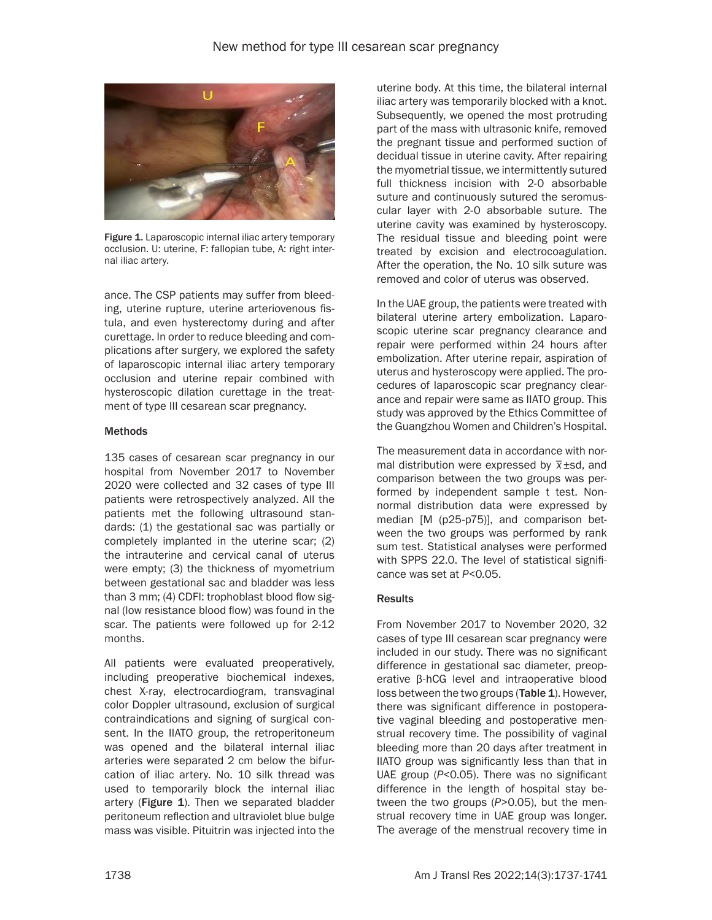Figure 1. Laparoscopic internal iliac artery temporary occlusion. U: uterine, F: fallopian tube, A: right internal iliac artery.

ance. The CSP patients may suffer from bleeding, uterine rupture, uterine arteriovenous fistula, and even hysterectomy during and after curettage. In order to reduce bleeding and complications after surgery, we explored the safety of laparoscopic internal iliac artery temporary occlusion and uterine repair combined with hysteroscopic dilation curettage in the treatment of type III cesarean scar pregnancy.

## Methods

135 cases of cesarean scar pregnancy in our hospital from November 2017 to November 2020 were collected and 32 cases of type III patients were retrospectively analyzed. All the patients met the following ultrasound standards: (1) the gestational sac was partially or completely implanted in the uterine scar; (2) the intrauterine and cervical canal of uterus were empty; (3) the thickness of myometrium between gestational sac and bladder was less than 3 mm; (4) CDFI: trophoblast blood flow signal (low resistance blood flow) was found in the scar. The patients were followed up for 2-12 months.

All patients were evaluated preoperatively, including preoperative biochemical indexes, chest X-ray, electrocardiogram, transvaginal color Doppler ultrasound, exclusion of surgical contraindications and signing of surgical consent. In the IIATO group, the retroperitoneum was opened and the bilateral internal iliac arteries were separated 2 cm below the bifurcation of iliac artery. No. 10 silk thread was used to temporarily block the internal iliac artery (**Figure 1**). Then we separated bladder peritoneum reflection and ultraviolet blue bulge mass was visible. Pituitrin was injected into the uterine body. At this time, the bilateral internal iliac artery was temporarily blocked with a knot. Subsequently, we opened the most protruding part of the mass with ultrasonic knife, removed the pregnant tissue and performed suction of decidual tissue in uterine cavity. After repairing the myometrial tissue, we intermittently sutured full thickness incision with 2-0 absorbable suture and continuously sutured the seromuscular layer with 2-0 absorbable suture. The uterine cavity was examined by hysteroscopy. The residual tissue and bleeding point were treated by excision and electrocoagulation. After the operation, the No. 10 silk suture was removed and color of uterus was observed.

In the UAE group, the patients were treated with bilateral uterine artery embolization. Laparoscopic uterine scar pregnancy clearance and repair were performed within 24 hours after embolization. After uterine repair, aspiration of uterus and hysteroscopy were applied. The procedures of laparoscopic scar pregnancy clearance and repair were same as IIATO group. This study was approved by the Ethics Committee of the Guangzhou Women and Children's Hospital.

The measurement data in accordance with normal distribution were expressed by $\bar{x}$±sd, and comparison between the two groups was performed by independent sample t test. Non-normal distribution data were expressed by median [M (p25-p75)], and comparison between the two groups was performed by rank sum test. Statistical analyses were performed with SPSS 22.0. The level of statistical significance was set at $P<0.05$.

## Results

From November 2017 to November 2020, 32 cases of type III cesarean scar pregnancy were included in our study. There was no significant difference in gestational sac diameter, preoperative β-hCG level and intraoperative blood loss between the two groups (**Table 1**). However, there was significant difference in postoperative vaginal bleeding and postoperative menstrual recovery time. The possibility of vaginal bleeding more than 20 days after treatment in IIATO group was significantly less than that in UAE group ($P<0.05$). There was no significant difference in the length of hospital stay between the two groups ($P>0.05$), but the menstrual recovery time in UAE group was longer. The average of the menstrual recovery time in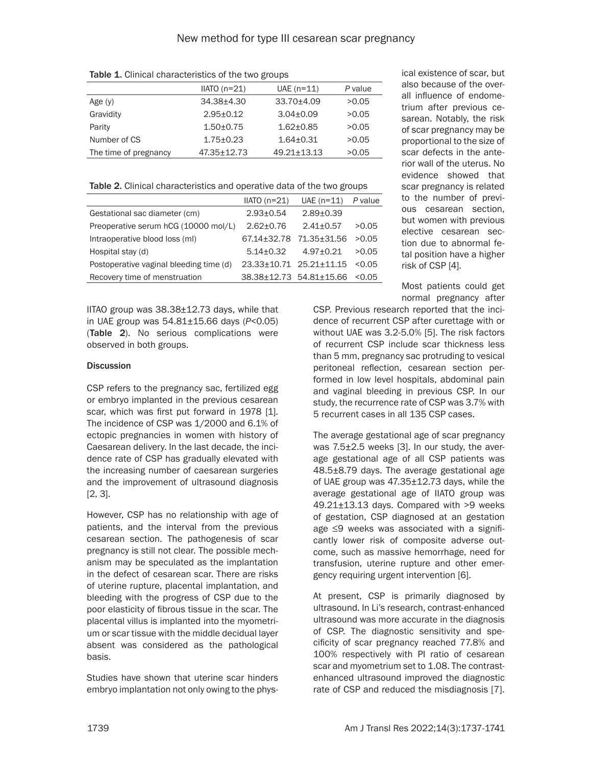Table 1. Clinical characteristics of the two groups

| | IIATO (n=21) | UAE (n=11) | P value |
|---|---|---|---|
| Age (y) | 34.38±4.30 | 33.70±4.09 | >0.05 |
| Gravidity | 2.95±0.12 | 3.04±0.09 | >0.05 |
| Parity | 1.50±0.75 | 1.62±0.85 | >0.05 |
| Number of CS | 1.75±0.23 | 1.64±0.31 | >0.05 |
| The time of pregnancy | 47.35±12.73 | 49.21±13.13 | >0.05 |

Table 2. Clinical characteristics and operative data of the two groups

| | IIATO (n=21) | UAE (n=11) | P value |
|---|---|---|---|
| Gestational sac diameter (cm) | 2.93±0.54 | 2.89±0.39 | |
| Preoperative serum hCG (10000 mol/L) | 2.62±0.76 | 2.41±0.57 | >0.05 |
| Intraoperative blood loss (ml) | 67.14±32.78 | 71.35±31.56 | >0.05 |
| Hospital stay (d) | 5.14±0.32 | 4.97±0.21 | >0.05 |
| Postoperative vaginal bleeding time (d) | 23.33±10.71 | 25.21±11.15 | <0.05 |
| Recovery time of menstruation | 38.38±12.73 | 54.81±15.66 | <0.05 |

IITAO group was 38.38±12.73 days, while that in UAE group was 54.81±15.66 days ($P<0.05$) (**Table 2**). No serious complications were observed in both groups.

## Discussion

CSP refers to the pregnancy sac, fertilized egg or embryo implanted in the previous cesarean scar, which was first put forward in 1978 [1]. The incidence of CSP was 1/2000 and 6.1% of ectopic pregnancies in women with history of Caesarean delivery. In the last decade, the incidence rate of CSP has gradually elevated with the increasing number of caesarean surgeries and the improvement of ultrasound diagnosis [2, 3].

However, CSP has no relationship with age of patients, and the interval from the previous cesarean section. The pathogenesis of scar pregnancy is still not clear. The possible mechanism may be speculated as the implantation in the defect of cesarean scar. There are risks of uterine rupture, placental implantation, and bleeding with the progress of CSP due to the poor elasticity of fibrous tissue in the scar. The placental villus is implanted into the myometrium or scar tissue with the middle decidual layer absent was considered as the pathological basis.

Studies have shown that uterine scar hinders embryo implantation not only owing to the physical existence of scar, but also because of the overall influence of endometrium after previous cesarean. Notably, the risk of scar pregnancy may be proportional to the size of scar defects in the anterior wall of the uterus. No evidence showed that scar pregnancy is related to the number of previous cesarean section, but women with previous elective cesarean section due to abnormal fetal position have a higher risk of CSP [4].

Most patients could get normal pregnancy after CSP. Previous research reported that the incidence of recurrent CSP after curettage with or without UAE was 3.2-5.0% [5]. The risk factors of recurrent CSP include scar thickness less than 5 mm, pregnancy sac protruding to vesical peritoneal reflection, cesarean section performed in low level hospitals, abdominal pain and vaginal bleeding in previous CSP. In our study, the recurrence rate of CSP was 3.7% with 5 recurrent cases in all 135 CSP cases.

The average gestational age of scar pregnancy was 7.5±2.5 weeks [3]. In our study, the average gestational age of all CSP patients was 48.5±8.79 days. The average gestational age of UAE group was 47.35±12.73 days, while the average gestational age of IIATO group was 49.21±13.13 days. Compared with >9 weeks of gestation, CSP diagnosed at an gestation age ≤9 weeks was associated with a significantly lower risk of composite adverse outcome, such as massive hemorrhage, need for transfusion, uterine rupture and other emergency requiring urgent intervention [6].

At present, CSP is primarily diagnosed by ultrasound. In Li's research, contrast-enhanced ultrasound was more accurate in the diagnosis of CSP. The diagnostic sensitivity and specificity of scar pregnancy reached 77.8% and 100% respectively with PI ratio of cesarean scar and myometrium set to 1.08. The contrast-enhanced ultrasound improved the diagnostic rate of CSP and reduced the misdiagnosis [7].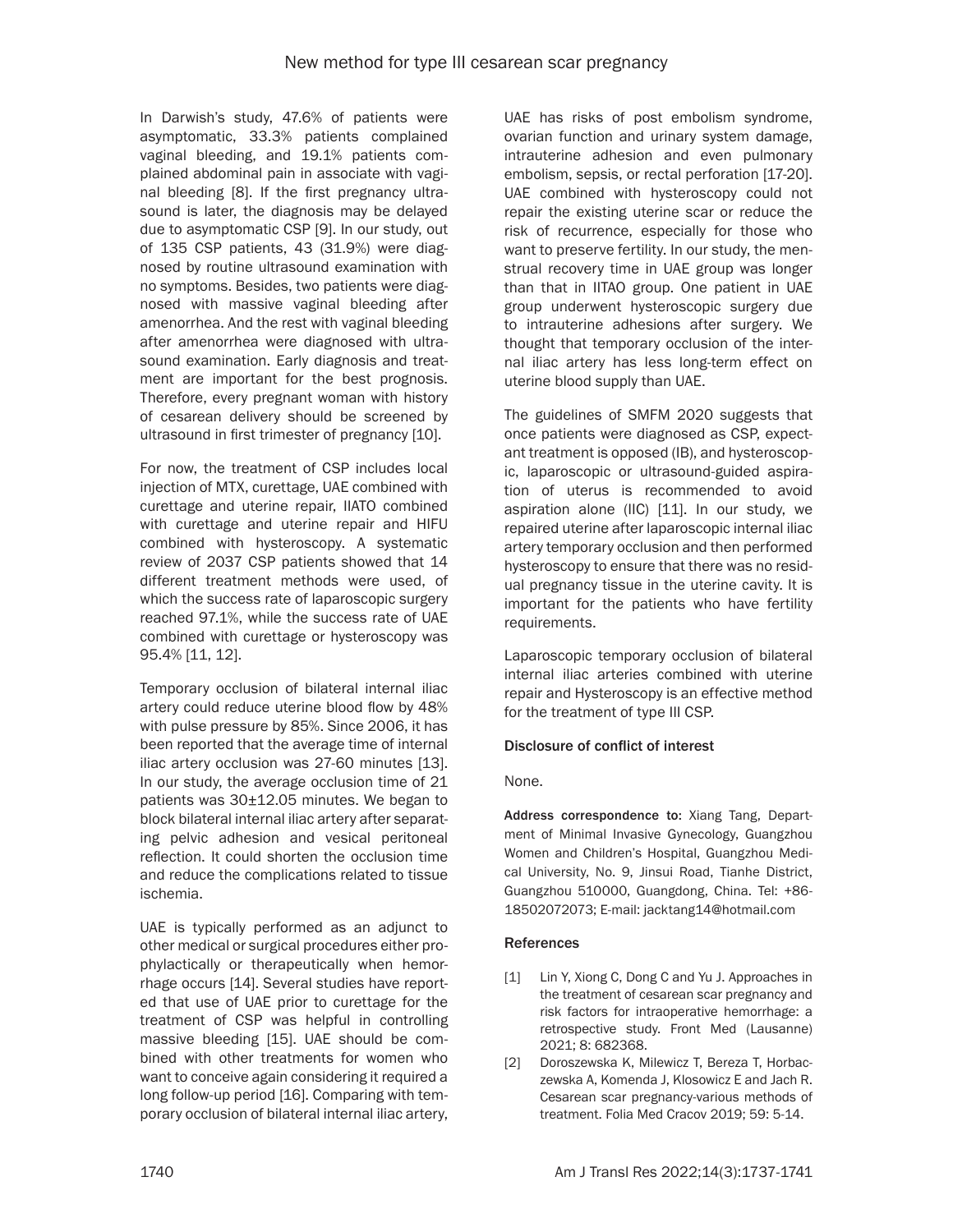In Darwish's study, 47.6% of patients were asymptomatic, 33.3% patients complained vaginal bleeding, and 19.1% patients complained abdominal pain in associate with vaginal bleeding [8]. If the first pregnancy ultrasound is later, the diagnosis may be delayed due to asymptomatic CSP [9]. In our study, out of 135 CSP patients, 43 (31.9%) were diagnosed by routine ultrasound examination with no symptoms. Besides, two patients were diagnosed with massive vaginal bleeding after amenorrhea. And the rest with vaginal bleeding after amenorrhea were diagnosed with ultrasound examination. Early diagnosis and treatment are important for the best prognosis. Therefore, every pregnant woman with history of cesarean delivery should be screened by ultrasound in first trimester of pregnancy [10].

For now, the treatment of CSP includes local injection of MTX, curettage, UAE combined with curettage and uterine repair, IIATO combined with curettage and uterine repair and HIFU combined with hysteroscopy. A systematic review of 2037 CSP patients showed that 14 different treatment methods were used, of which the success rate of laparoscopic surgery reached 97.1%, while the success rate of UAE combined with curettage or hysteroscopy was 95.4% [11, 12].

Temporary occlusion of bilateral internal iliac artery could reduce uterine blood flow by 48% with pulse pressure by 85%. Since 2006, it has been reported that the average time of internal iliac artery occlusion was 27-60 minutes [13]. In our study, the average occlusion time of 21 patients was 30±12.05 minutes. We began to block bilateral internal iliac artery after separating pelvic adhesion and vesical peritoneal reflection. It could shorten the occlusion time and reduce the complications related to tissue ischemia.

UAE is typically performed as an adjunct to other medical or surgical procedures either prophylactically or therapeutically when hemorrhage occurs [14]. Several studies have reported that use of UAE prior to curettage for the treatment of CSP was helpful in controlling massive bleeding [15]. UAE should be combined with other treatments for women who want to conceive again considering it required a long follow-up period [16]. Comparing with temporary occlusion of bilateral internal iliac artery, UAE has risks of post embolism syndrome, ovarian function and urinary system damage, intrauterine adhesion and even pulmonary embolism, sepsis, or rectal perforation [17-20]. UAE combined with hysteroscopy could not repair the existing uterine scar or reduce the risk of recurrence, especially for those who want to preserve fertility. In our study, the menstrual recovery time in UAE group was longer than that in IITAO group. One patient in UAE group underwent hysteroscopic surgery due to intrauterine adhesions after surgery. We thought that temporary occlusion of the internal iliac artery has less long-term effect on uterine blood supply than UAE.

The guidelines of SMFM 2020 suggests that once patients were diagnosed as CSP, expectant treatment is opposed (IB), and hysteroscopic, laparoscopic or ultrasound-guided aspiration of uterus is recommended to avoid aspiration alone (IIC) [11]. In our study, we repaired uterine after laparoscopic internal iliac artery temporary occlusion and then performed hysteroscopy to ensure that there was no residual pregnancy tissue in the uterine cavity. It is important for the patients who have fertility requirements.

Laparoscopic temporary occlusion of bilateral internal iliac arteries combined with uterine repair and Hysteroscopy is an effective method for the treatment of type III CSP.

#### Disclosure of conflict of interest

None.

**Address correspondence to:** Xiang Tang, Department of Minimal Invasive Gynecology, Guangzhou Women and Children's Hospital, Guangzhou Medical University, No. 9, Jinsui Road, Tianhe District, Guangzhou 510000, Guangdong, China. Tel: +86-18502072073; E-mail: jacktang14@hotmail.com

#### References

[1] Lin Y, Xiong C, Dong C and Yu J. Approaches in the treatment of cesarean scar pregnancy and risk factors for intraoperative hemorrhage: a retrospective study. Front Med (Lausanne) 2021; 8: 682368.

[2] Doroszewska K, Milewicz T, Bereza T, Horbaczewska A, Komenda J, Klosowicz E and Jach R. Cesarean scar pregnancy-various methods of treatment. Folia Med Cracov 2019; 59: 5-14.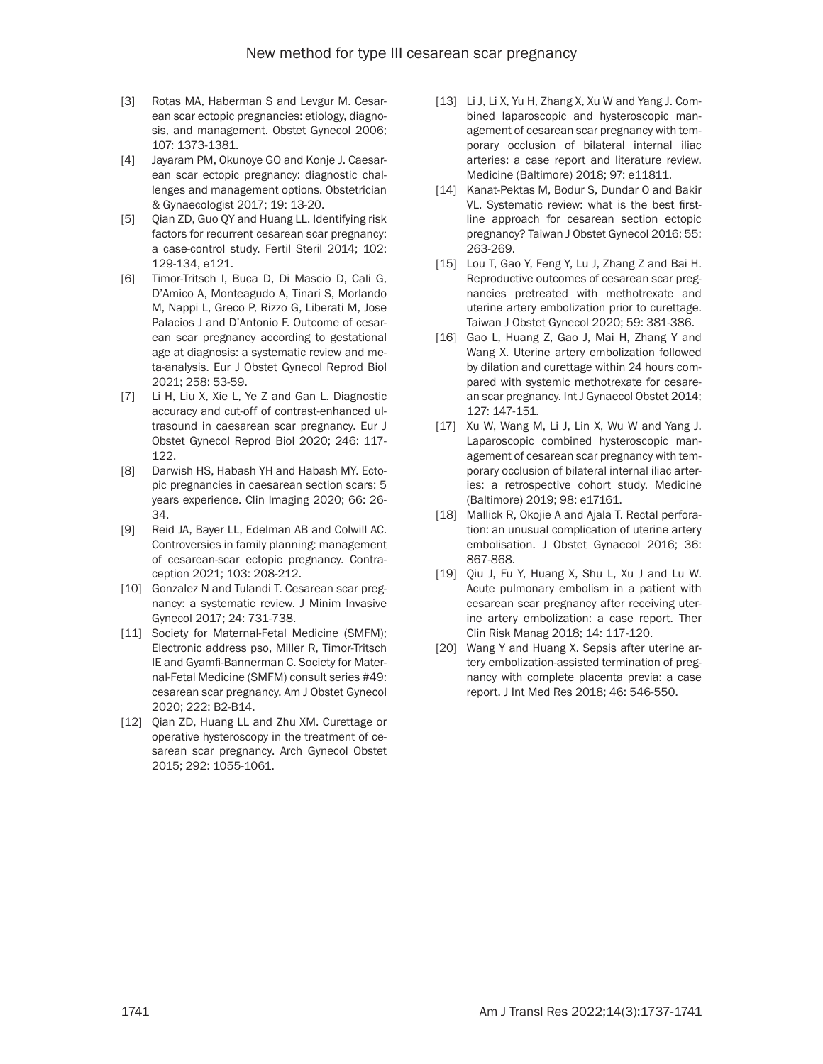[3] Rotas MA, Haberman S and Levgur M. Cesarean scar ectopic pregnancies: etiology, diagnosis, and management. Obstet Gynecol 2006; 107: 1373-1381.

[4] Jayaram PM, Okunoye GO and Konje J. Caesarean scar ectopic pregnancy: diagnostic challenges and management options. Obstetrician & Gynaecologist 2017; 19: 13-20.

[5] Qian ZD, Guo QY and Huang LL. Identifying risk factors for recurrent cesarean scar pregnancy: a case-control study. Fertil Steril 2014; 102: 129-134, e121.

[6] Timor-Tritsch I, Buca D, Di Mascio D, Cali G, D'Amico A, Monteagudo A, Tinari S, Morlando M, Nappi L, Greco P, Rizzo G, Liberati M, Jose Palacios J and D'Antonio F. Outcome of cesarean scar pregnancy according to gestational age at diagnosis: a systematic review and meta-analysis. Eur J Obstet Gynecol Reprod Biol 2021; 258: 53-59.

[7] Li H, Liu X, Xie L, Ye Z and Gan L. Diagnostic accuracy and cut-off of contrast-enhanced ultrasound in caesarean scar pregnancy. Eur J Obstet Gynecol Reprod Biol 2020; 246: 117-122.

[8] Darwish HS, Habash YH and Habash MY. Ectopic pregnancies in caesarean section scars: 5 years experience. Clin Imaging 2020; 66: 26-34.

[9] Reid JA, Bayer LL, Edelman AB and Colwill AC. Controversies in family planning: management of cesarean-scar ectopic pregnancy. Contraception 2021; 103: 208-212.

[10] Gonzalez N and Tulandi T. Cesarean scar pregnancy: a systematic review. J Minim Invasive Gynecol 2017; 24: 731-738.

[11] Society for Maternal-Fetal Medicine (SMFM); Electronic address pso, Miller R, Timor-Tritsch IE and Gyamfi-Bannerman C. Society for Maternal-Fetal Medicine (SMFM) consult series #49: cesarean scar pregnancy. Am J Obstet Gynecol 2020; 222: B2-B14.

[12] Qian ZD, Huang LL and Zhu XM. Curettage or operative hysteroscopy in the treatment of cesarean scar pregnancy. Arch Gynecol Obstet 2015; 292: 1055-1061.

[13] Li J, Li X, Yu H, Zhang X, Xu W and Yang J. Combined laparoscopic and hysteroscopic management of cesarean scar pregnancy with temporary occlusion of bilateral internal iliac arteries: a case report and literature review. Medicine (Baltimore) 2018; 97: e11811.

[14] Kanat-Pektas M, Bodur S, Dundar O and Bakir VL. Systematic review: what is the best first-line approach for cesarean section ectopic pregnancy? Taiwan J Obstet Gynecol 2016; 55: 263-269.

[15] Lou T, Gao Y, Feng Y, Lu J, Zhang Z and Bai H. Reproductive outcomes of cesarean scar pregnancies pretreated with methotrexate and uterine artery embolization prior to curettage. Taiwan J Obstet Gynecol 2020; 59: 381-386.

[16] Gao L, Huang Z, Gao J, Mai H, Zhang Y and Wang X. Uterine artery embolization followed by dilation and curettage within 24 hours compared with systemic methotrexate for cesarean scar pregnancy. Int J Gynaecol Obstet 2014; 127: 147-151.

[17] Xu W, Wang M, Li J, Lin X, Wu W and Yang J. Laparoscopic combined hysteroscopic management of cesarean scar pregnancy with temporary occlusion of bilateral internal iliac arteries: a retrospective cohort study. Medicine (Baltimore) 2019; 98: e17161.

[18] Mallick R, Okojie A and Ajala T. Rectal perforation: an unusual complication of uterine artery embolisation. J Obstet Gynaecol 2016; 36: 867-868.

[19] Qiu J, Fu Y, Huang X, Shu L, Xu J and Lu W. Acute pulmonary embolism in a patient with cesarean scar pregnancy after receiving uterine artery embolization: a case report. Ther Clin Risk Manag 2018; 14: 117-120.

[20] Wang Y and Huang X. Sepsis after uterine artery embolization-assisted termination of pregnancy with complete placenta previa: a case report. J Int Med Res 2018; 46: 546-550.